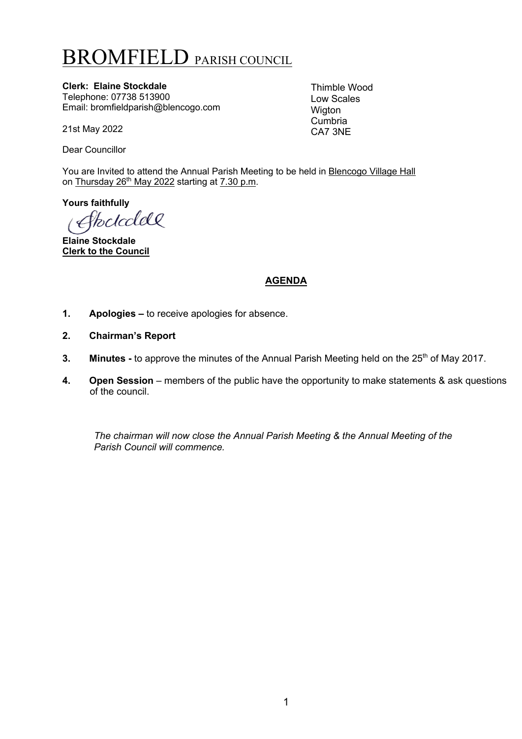# BROMFIELD PARISH COUNCIL

**Clerk: Elaine Stockdale**
Telephone: 07738 513900
Email: bromfieldparish@blencogo.com

Thimble Wood
Low Scales
Wigton
Cumbria
CA7 3NE

21st May 2022

Dear Councillor

You are Invited to attend the Annual Parish Meeting to be held in Blencogo Village Hall on Thursday 26th May 2022 starting at 7.30 p.m.

**Yours faithfully**

**Elaine Stockdale**
**Clerk to the Council**

## AGENDA

1. **Apologies –** to receive apologies for absence.

2. **Chairman's Report**

3. **Minutes -** to approve the minutes of the Annual Parish Meeting held on the 25th of May 2017.

4. **Open Session** – members of the public have the opportunity to make statements & ask questions of the council.

*The chairman will now close the Annual Parish Meeting & the Annual Meeting of the Parish Council will commence.*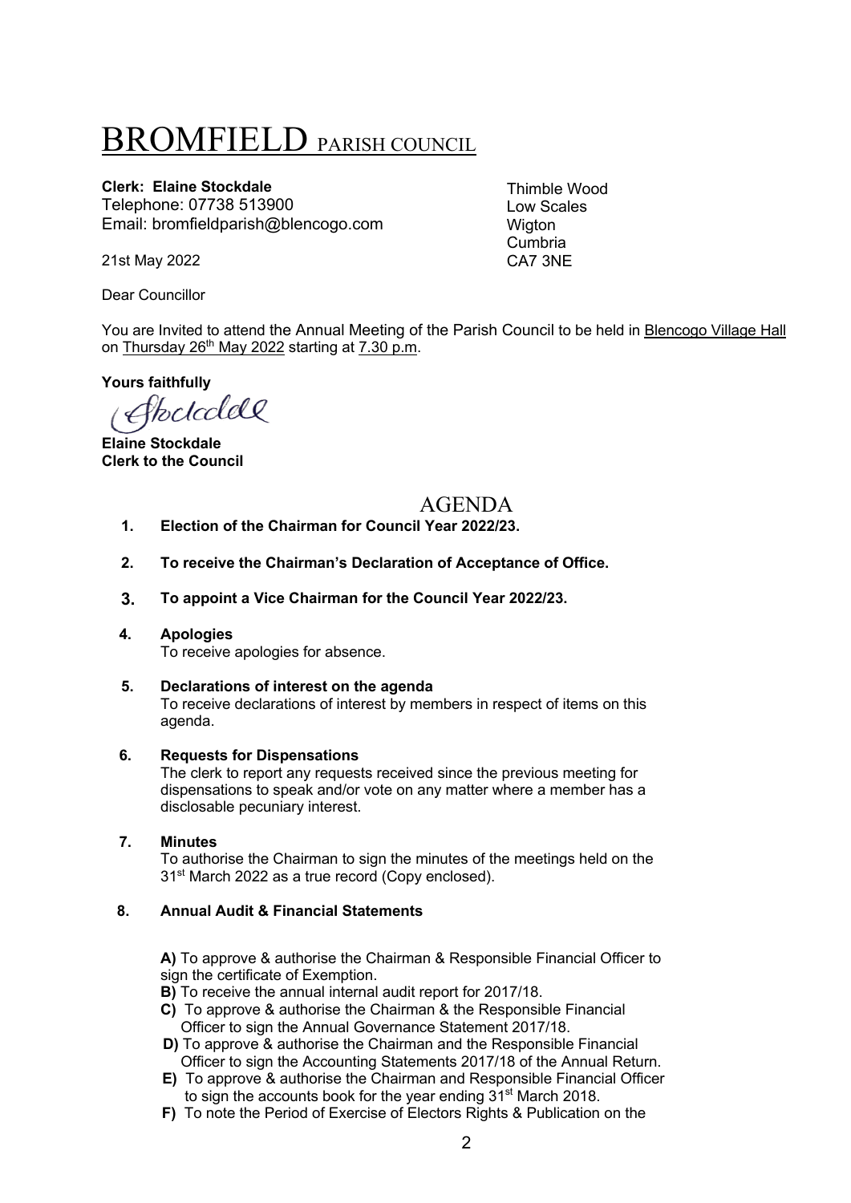# BROMFIELD PARISH COUNCIL

**Clerk: Elaine Stockdale**
Telephone: 07738 513900
Email: bromfieldparish@blencogo.com

Thimble Wood
Low Scales
Wigton
Cumbria
CA7 3NE

21st May 2022

Dear Councillor

You are Invited to attend the Annual Meeting of the Parish Council to be held in Blencogo Village Hall on Thursday 26th May 2022 starting at 7.30 p.m.

**Yours faithfully**

*E Stockdale*

**Elaine Stockdale**
**Clerk to the Council**

## AGENDA

1. **Election of the Chairman for Council Year 2022/23.**

2. **To receive the Chairman's Declaration of Acceptance of Office.**

3. **To appoint a Vice Chairman for the Council Year 2022/23.**

4. **Apologies**
   To receive apologies for absence.

5. **Declarations of interest on the agenda**
   To receive declarations of interest by members in respect of items on this agenda.

6. **Requests for Dispensations**
   The clerk to report any requests received since the previous meeting for dispensations to speak and/or vote on any matter where a member has a disclosable pecuniary interest.

7. **Minutes**
   To authorise the Chairman to sign the minutes of the meetings held on the 31st March 2022 as a true record (Copy enclosed).

8. **Annual Audit & Financial Statements**

   **A)** To approve & authorise the Chairman & Responsible Financial Officer to sign the certificate of Exemption.
   **B)** To receive the annual internal audit report for 2017/18.
   **C)** To approve & authorise the Chairman & the Responsible Financial Officer to sign the Annual Governance Statement 2017/18.
   **D)** To approve & authorise the Chairman and the Responsible Financial Officer to sign the Accounting Statements 2017/18 of the Annual Return.
   **E)** To approve & authorise the Chairman and Responsible Financial Officer to sign the accounts book for the year ending 31st March 2018.
   **F)** To note the Period of Exercise of Electors Rights & Publication on the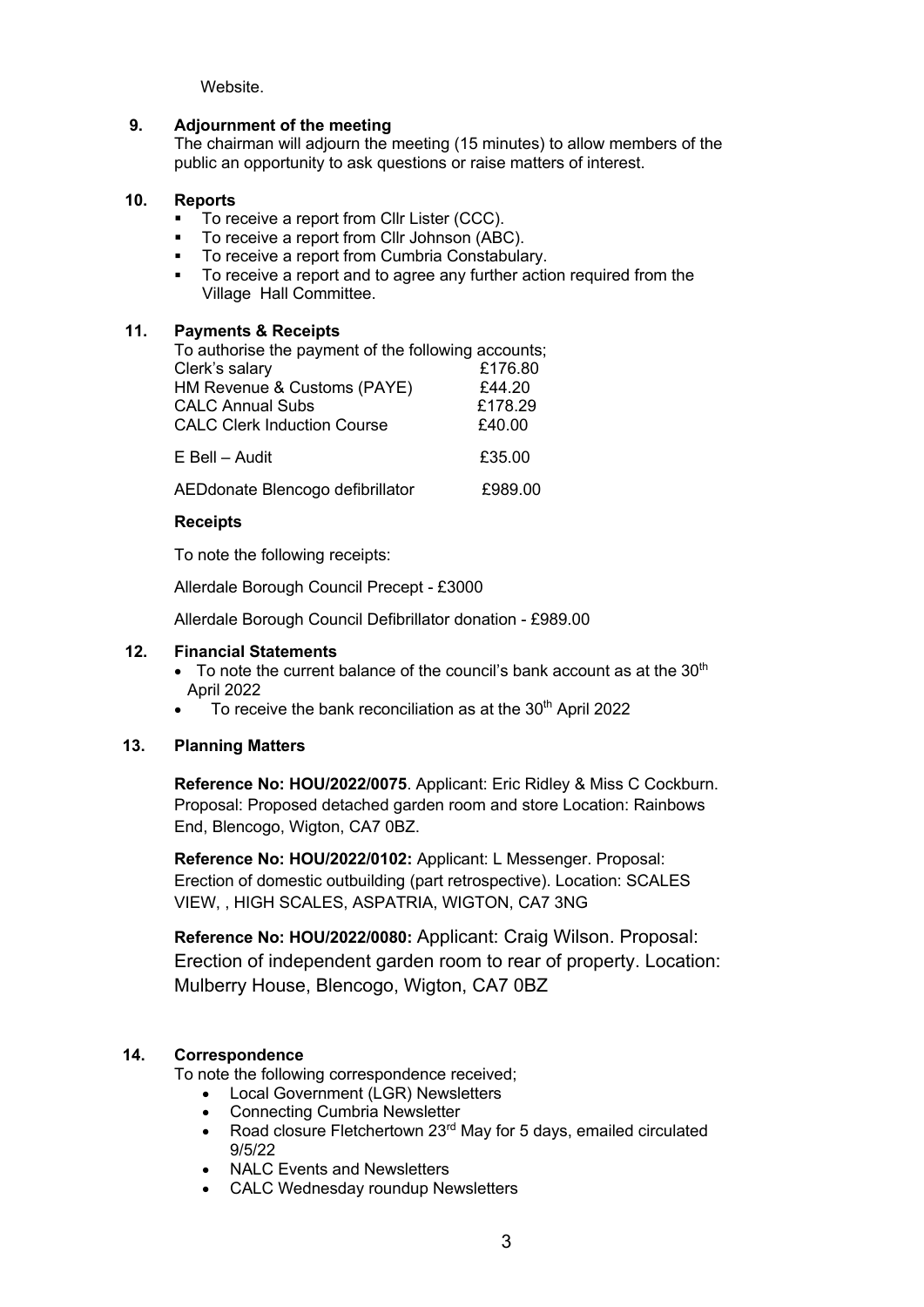Website.

**9. Adjournment of the meeting**

The chairman will adjourn the meeting (15 minutes) to allow members of the public an opportunity to ask questions or raise matters of interest.

**10. Reports**

- To receive a report from Cllr Lister (CCC).
- To receive a report from Cllr Johnson (ABC).
- To receive a report from Cumbria Constabulary.
- To receive a report and to agree any further action required from the Village Hall Committee.

**11. Payments & Receipts**

To authorise the payment of the following accounts;

| | |
|---|---|
| Clerk's salary | £176.80 |
| HM Revenue & Customs (PAYE) | £44.20 |
| CALC Annual Subs | £178.29 |
| CALC Clerk Induction Course | £40.00 |
| E Bell – Audit | £35.00 |
| AEDdonate Blencogo defibrillator | £989.00 |

**Receipts**

To note the following receipts:

Allerdale Borough Council Precept - £3000

Allerdale Borough Council Defibrillator donation - £989.00

**12. Financial Statements**

- To note the current balance of the council's bank account as at the 30th April 2022
- To receive the bank reconciliation as at the 30th April 2022

**13. Planning Matters**

**Reference No: HOU/2022/0075**. Applicant: Eric Ridley & Miss C Cockburn. Proposal: Proposed detached garden room and store Location: Rainbows End, Blencogo, Wigton, CA7 0BZ.

**Reference No: HOU/2022/0102:** Applicant: L Messenger. Proposal: Erection of domestic outbuilding (part retrospective). Location: SCALES VIEW, , HIGH SCALES, ASPATRIA, WIGTON, CA7 3NG

**Reference No: HOU/2022/0080:** Applicant: Craig Wilson. Proposal: Erection of independent garden room to rear of property. Location: Mulberry House, Blencogo, Wigton, CA7 0BZ

**14. Correspondence**

To note the following correspondence received;

- Local Government (LGR) Newsletters
- Connecting Cumbria Newsletter
- Road closure Fletchertown 23rd May for 5 days, emailed circulated 9/5/22
- NALC Events and Newsletters
- CALC Wednesday roundup Newsletters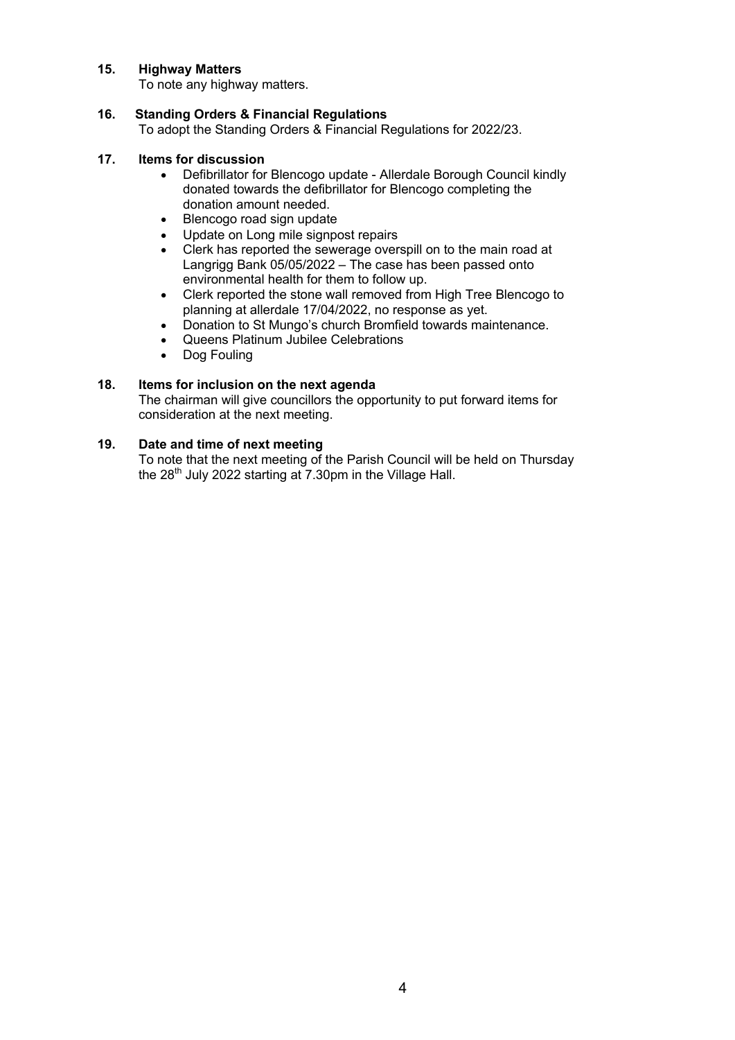**15. Highway Matters**

To note any highway matters.

**16. Standing Orders & Financial Regulations**

To adopt the Standing Orders & Financial Regulations for 2022/23.

**17. Items for discussion**

- Defibrillator for Blencogo update - Allerdale Borough Council kindly donated towards the defibrillator for Blencogo completing the donation amount needed.
- Blencogo road sign update
- Update on Long mile signpost repairs
- Clerk has reported the sewerage overspill on to the main road at Langrigg Bank 05/05/2022 – The case has been passed onto environmental health for them to follow up.
- Clerk reported the stone wall removed from High Tree Blencogo to planning at allerdale 17/04/2022, no response as yet.
- Donation to St Mungo's church Bromfield towards maintenance.
- Queens Platinum Jubilee Celebrations
- Dog Fouling

**18. Items for inclusion on the next agenda**

The chairman will give councillors the opportunity to put forward items for consideration at the next meeting.

**19. Date and time of next meeting**

To note that the next meeting of the Parish Council will be held on Thursday the 28th July 2022 starting at 7.30pm in the Village Hall.